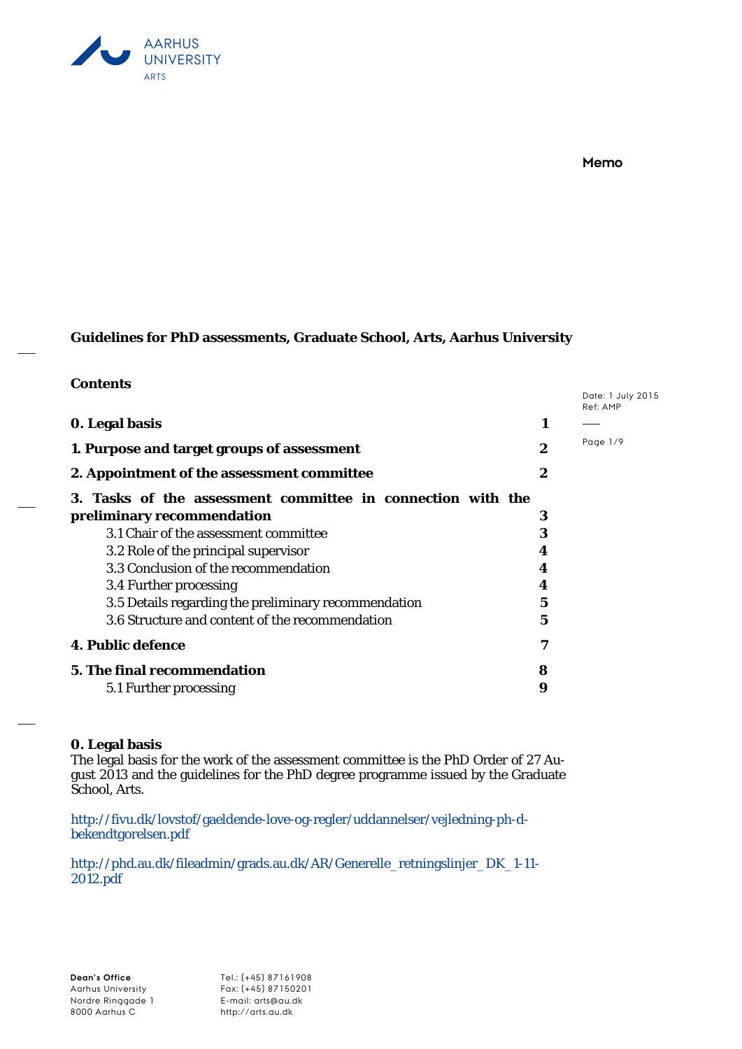Memo

# Guidelines for PhD assessments, Graduate School, Arts, Aarhus University

Date: 1 July 2015
Ref: AMP

**Contents**

| | |
|---|---|
| **0. Legal basis** | **1** |
| **1. Purpose and target groups of assessment** | **2** |
| **2. Appointment of the assessment committee** | **2** |
| **3. Tasks of the assessment committee in connection with the preliminary recommendation** | **3** |
| 3.1 Chair of the assessment committee | 3 |
| 3.2 Role of the principal supervisor | 4 |
| 3.3 Conclusion of the recommendation | 4 |
| 3.4 Further processing | 4 |
| 3.5 Details regarding the preliminary recommendation | 5 |
| 3.6 Structure and content of the recommendation | 5 |
| **4. Public defence** | **7** |
| **5. The final recommendation** | **8** |
| 5.1 Further processing | 9 |

## 0. Legal basis

The legal basis for the work of the assessment committee is the PhD Order of 27 August 2013 and the guidelines for the PhD degree programme issued by the Graduate School, Arts.

http://fivu.dk/lovstof/gaeldende-love-og-regler/uddannelser/vejledning-ph-d-bekendtgorelsen.pdf

http://phd.au.dk/fileadmin/grads.au.dk/AR/Generelle_retningslinjer_DK_1-11-2012.pdf

**Dean's Office**
Aarhus University
Nordre Ringgade 1
8000 Aarhus C

Tel.: (+45) 87161908
Fax: (+45) 87150201
E-mail: arts@au.dk
http://arts.au.dk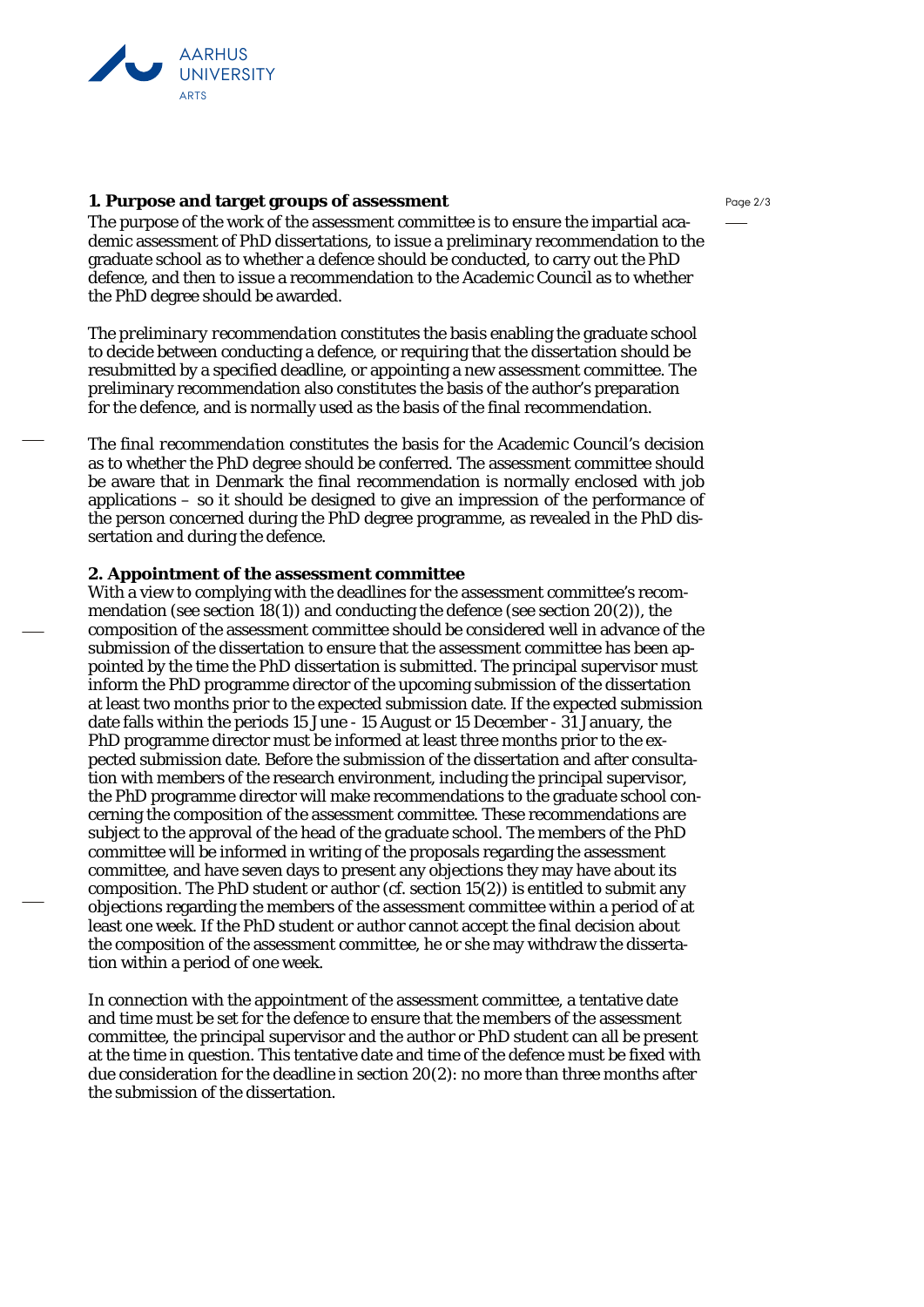## 1. Purpose and target groups of assessment

The purpose of the work of the assessment committee is to ensure the impartial academic assessment of PhD dissertations, to issue a preliminary recommendation to the graduate school as to whether a defence should be conducted, to carry out the PhD defence, and then to issue a recommendation to the Academic Council as to whether the PhD degree should be awarded.

The *preliminary recommendation* constitutes the basis enabling the graduate school to decide between conducting a defence, or requiring that the dissertation should be resubmitted by a specified deadline, or appointing a new assessment committee. The preliminary recommendation also constitutes the basis of the author's preparation for the defence, and is normally used as the basis of the final recommendation.

The *final recommendation* constitutes the basis for the Academic Council's decision as to whether the PhD degree should be conferred. The assessment committee should be aware that in Denmark the final recommendation is normally enclosed with job applications – so it should be designed to give an impression of the performance of the person concerned during the PhD degree programme, as revealed in the PhD dissertation and during the defence.

## 2. Appointment of the assessment committee

With a view to complying with the deadlines for the assessment committee's recommendation (see section 18(1)) and conducting the defence (see section 20(2)), the composition of the assessment committee should be considered well in advance of the submission of the dissertation to ensure that the assessment committee has been appointed by the time the PhD dissertation is submitted. The principal supervisor must inform the PhD programme director of the upcoming submission of the dissertation at least two months prior to the expected submission date. If the expected submission date falls within the periods 15 June - 15 August or 15 December - 31 January, the PhD programme director must be informed at least three months prior to the expected submission date. Before the submission of the dissertation and after consultation with members of the research environment, including the principal supervisor, the PhD programme director will make recommendations to the graduate school concerning the composition of the assessment committee. These recommendations are subject to the approval of the head of the graduate school. The members of the PhD committee will be informed in writing of the proposals regarding the assessment committee, and have seven days to present any objections they may have about its composition. The PhD student or author (cf. section 15(2)) is entitled to submit any objections regarding the members of the assessment committee within a period of at least one week. If the PhD student or author cannot accept the final decision about the composition of the assessment committee, he or she may withdraw the dissertation within a period of one week.

In connection with the appointment of the assessment committee, a tentative date and time must be set for the defence to ensure that the members of the assessment committee, the principal supervisor and the author or PhD student can all be present at the time in question. This tentative date and time of the defence must be fixed with due consideration for the deadline in section 20(2): no more than three months after the submission of the dissertation.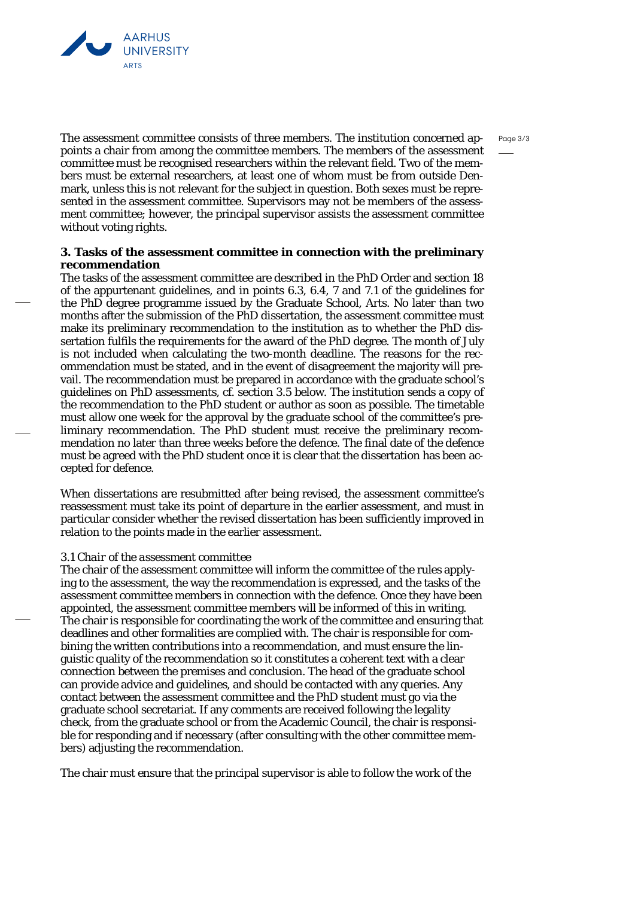The assessment committee consists of three members. The institution concerned appoints a chair from among the committee members. The members of the assessment committee must be recognised researchers within the relevant field. Two of the members must be external researchers, at least one of whom must be from outside Denmark, unless this is not relevant for the subject in question. Both sexes must be represented in the assessment committee. Supervisors may not be members of the assessment committee; however, the principal supervisor assists the assessment committee without voting rights.

### 3. Tasks of the assessment committee in connection with the preliminary recommendation

The tasks of the assessment committee are described in the PhD Order and section 18 of the appurtenant guidelines, and in points 6.3, 6.4, 7 and 7.1 of the guidelines for the PhD degree programme issued by the Graduate School, Arts. No later than two months after the submission of the PhD dissertation, the assessment committee must make its preliminary recommendation to the institution as to whether the PhD dissertation fulfils the requirements for the award of the PhD degree. The month of July is not included when calculating the two-month deadline. The reasons for the recommendation must be stated, and in the event of disagreement the majority will prevail. The recommendation must be prepared in accordance with the graduate school's guidelines on PhD assessments, cf. section 3.5 below. The institution sends a copy of the recommendation to the PhD student or author as soon as possible. The timetable must allow one week for the approval by the graduate school of the committee's preliminary recommendation. The PhD student must receive the preliminary recommendation no later than three weeks before the defence. The final date of the defence must be agreed with the PhD student once it is clear that the dissertation has been accepted for defence.

When dissertations are resubmitted after being revised, the assessment committee's reassessment must take its point of departure in the earlier assessment, and must in particular consider whether the revised dissertation has been sufficiently improved in relation to the points made in the earlier assessment.

*3.1 Chair of the assessment committee*

The chair of the assessment committee will inform the committee of the rules applying to the assessment, the way the recommendation is expressed, and the tasks of the assessment committee members in connection with the defence. Once they have been appointed, the assessment committee members will be informed of this in writing. The chair is responsible for coordinating the work of the committee and ensuring that deadlines and other formalities are complied with. The chair is responsible for combining the written contributions into a recommendation, and must ensure the linguistic quality of the recommendation so it constitutes a coherent text with a clear connection between the premises and conclusion. The head of the graduate school can provide advice and guidelines, and should be contacted with any queries. Any contact between the assessment committee and the PhD student must go via the graduate school secretariat. If any comments are received following the legality check, from the graduate school or from the Academic Council, the chair is responsible for responding and if necessary (after consulting with the other committee members) adjusting the recommendation.

The chair must ensure that the principal supervisor is able to follow the work of the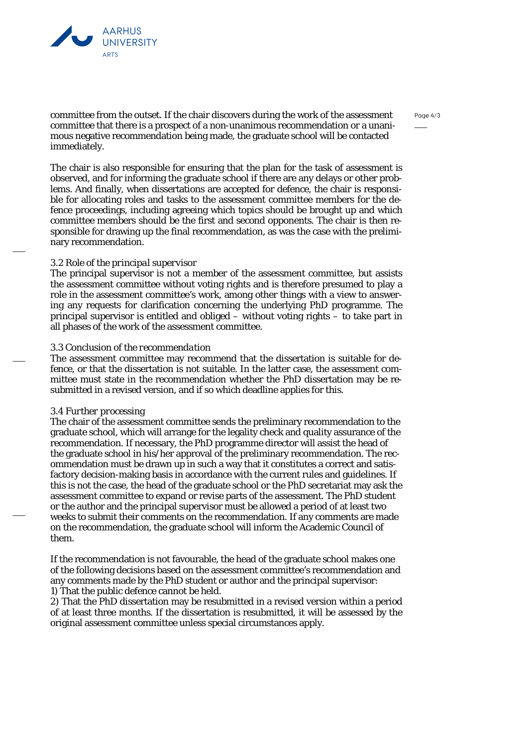committee from the outset. If the chair discovers during the work of the assessment committee that there is a prospect of a non-unanimous recommendation or a unanimous negative recommendation being made, the graduate school will be contacted immediately.

The chair is also responsible for ensuring that the plan for the task of assessment is observed, and for informing the graduate school if there are any delays or other problems. And finally, when dissertations are accepted for defence, the chair is responsible for allocating roles and tasks to the assessment committee members for the defence proceedings, including agreeing which topics should be brought up and which committee members should be the first and second opponents. The chair is then responsible for drawing up the final recommendation, as was the case with the preliminary recommendation.

### *3.2 Role of the principal supervisor*

The principal supervisor is not a member of the assessment committee, but assists the assessment committee without voting rights and is therefore presumed to play a role in the assessment committee's work, among other things with a view to answering any requests for clarification concerning the underlying PhD programme. The principal supervisor is entitled and obliged – without voting rights – to take part in all phases of the work of the assessment committee.

### *3.3 Conclusion of the recommendation*

The assessment committee may recommend that the dissertation is suitable for defence, or that the dissertation is not suitable. In the latter case, the assessment committee must state in the recommendation whether the PhD dissertation may be resubmitted in a revised version, and if so which deadline applies for this.

### *3.4 Further processing*

The chair of the assessment committee sends the preliminary recommendation to the graduate school, which will arrange for the legality check and quality assurance of the recommendation. If necessary, the PhD programme director will assist the head of the graduate school in his/her approval of the preliminary recommendation. The recommendation must be drawn up in such a way that it constitutes a correct and satisfactory decision-making basis in accordance with the current rules and guidelines. If this is not the case, the head of the graduate school or the PhD secretariat may ask the assessment committee to expand or revise parts of the assessment. The PhD student or the author and the principal supervisor must be allowed a period of at least two weeks to submit their comments on the recommendation. If any comments are made on the recommendation, the graduate school will inform the Academic Council of them.

If the recommendation is not favourable, the head of the graduate school makes one of the following decisions based on the assessment committee's recommendation and any comments made by the PhD student or author and the principal supervisor:
1) That the public defence cannot be held.
2) That the PhD dissertation may be resubmitted in a revised version within a period of at least three months. If the dissertation is resubmitted, it will be assessed by the original assessment committee unless special circumstances apply.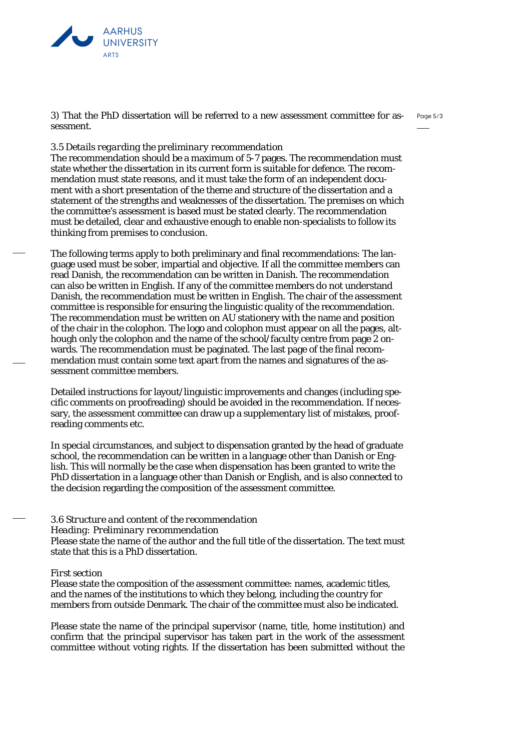3) That the PhD dissertation will be referred to a new assessment committee for assessment.

*3.5 Details regarding the preliminary recommendation*

The recommendation should be a maximum of 5-7 pages. The recommendation must state whether the dissertation in its current form is suitable for defence. The recommendation must state reasons, and it must take the form of an independent document with a short presentation of the theme and structure of the dissertation and a statement of the strengths and weaknesses of the dissertation. The premises on which the committee's assessment is based must be stated clearly. The recommendation must be detailed, clear and exhaustive enough to enable non-specialists to follow its thinking from premises to conclusion.

The following terms apply to both preliminary and final recommendations: The language used must be sober, impartial and objective. If all the committee members can read Danish, the recommendation can be written in Danish. The recommendation can also be written in English. If any of the committee members do not understand Danish, the recommendation must be written in English. The chair of the assessment committee is responsible for ensuring the linguistic quality of the recommendation. The recommendation must be written on AU stationery with the name and position of the chair in the colophon. The logo and colophon must appear on all the pages, although only the colophon and the name of the school/faculty centre from page 2 onwards. The recommendation must be paginated. The last page of the final recommendation must contain some text apart from the names and signatures of the assessment committee members.

Detailed instructions for layout/linguistic improvements and changes (including specific comments on proofreading) should be avoided in the recommendation. If necessary, the assessment committee can draw up a supplementary list of mistakes, proofreading comments etc.

In special circumstances, and subject to dispensation granted by the head of graduate school, the recommendation can be written in a language other than Danish or English. This will normally be the case when dispensation has been granted to write the PhD dissertation in a language other than Danish or English, and is also connected to the decision regarding the composition of the assessment committee.

*3.6 Structure and content of the recommendation*

*Heading: Preliminary recommendation*

Please state the name of the author and the full title of the dissertation. The text must state that this is a PhD dissertation.

*First section*

Please state the composition of the assessment committee: names, academic titles, and the names of the institutions to which they belong, including the country for members from outside Denmark. The chair of the committee must also be indicated.

Please state the name of the principal supervisor (name, title, home institution) and confirm that the principal supervisor has taken part in the work of the assessment committee without voting rights. If the dissertation has been submitted without the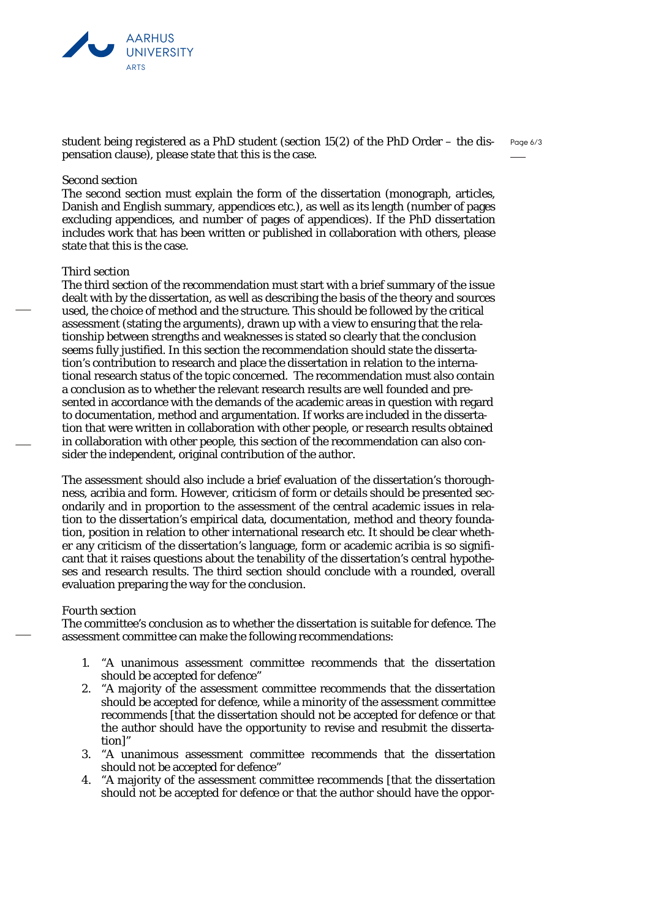student being registered as a PhD student (section 15(2) of the PhD Order – the dispensation clause), please state that this is the case.

Second section
The second section must explain the form of the dissertation (monograph, articles, Danish and English summary, appendices etc.), as well as its length (number of pages excluding appendices, and number of pages of appendices). If the PhD dissertation includes work that has been written or published in collaboration with others, please state that this is the case.

Third section
The third section of the recommendation must start with a brief summary of the issue dealt with by the dissertation, as well as describing the basis of the theory and sources used, the choice of method and the structure. This should be followed by the critical assessment (stating the arguments), drawn up with a view to ensuring that the relationship between strengths and weaknesses is stated so clearly that the conclusion seems fully justified. In this section the recommendation should state the dissertation's contribution to research and place the dissertation in relation to the international research status of the topic concerned. The recommendation must also contain a conclusion as to whether the relevant research results are well founded and presented in accordance with the demands of the academic areas in question with regard to documentation, method and argumentation. If works are included in the dissertation that were written in collaboration with other people, or research results obtained in collaboration with other people, this section of the recommendation can also consider the independent, original contribution of the author.

The assessment should also include a brief evaluation of the dissertation's thoroughness, acribia and form. However, criticism of form or details should be presented secondarily and in proportion to the assessment of the central academic issues in relation to the dissertation's empirical data, documentation, method and theory foundation, position in relation to other international research etc. It should be clear whether any criticism of the dissertation's language, form or academic acribia is so significant that it raises questions about the tenability of the dissertation's central hypotheses and research results. The third section should conclude with a rounded, overall evaluation preparing the way for the conclusion.

Fourth section
The committee's conclusion as to whether the dissertation is suitable for defence. The assessment committee can make the following recommendations:

1. "A unanimous assessment committee recommends that the dissertation should be accepted for defence"
2. "A majority of the assessment committee recommends that the dissertation should be accepted for defence, while a minority of the assessment committee recommends [that the dissertation should not be accepted for defence or that the author should have the opportunity to revise and resubmit the dissertation]"
3. "A unanimous assessment committee recommends that the dissertation should not be accepted for defence"
4. "A majority of the assessment committee recommends [that the dissertation should not be accepted for defence or that the author should have the oppor-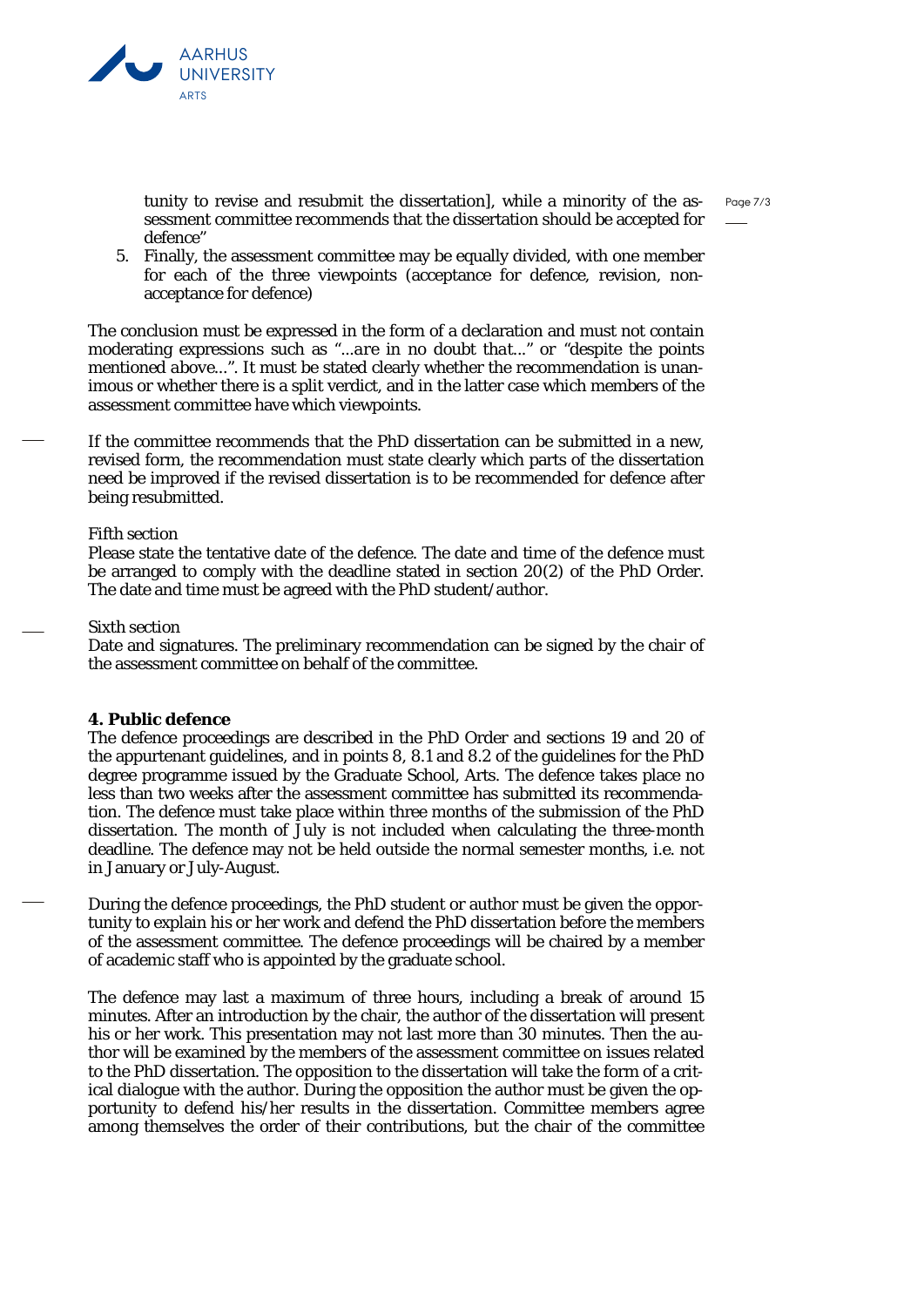tunity to revise and resubmit the dissertation], while a minority of the assessment committee recommends that the dissertation should be accepted for defence"

5. Finally, the assessment committee may be equally divided, with one member for each of the three viewpoints (acceptance for defence, revision, non-acceptance for defence)

The conclusion must be expressed in the form of a declaration and must not contain moderating expressions such as "...are in no doubt that..." or "despite the points mentioned above...". It must be stated clearly whether the recommendation is unanimous or whether there is a split verdict, and in the latter case which members of the assessment committee have which viewpoints.

If the committee recommends that the PhD dissertation can be submitted in a new, revised form, the recommendation must state clearly which parts of the dissertation need be improved if the revised dissertation is to be recommended for defence after being resubmitted.

Fifth section
Please state the tentative date of the defence. The date and time of the defence must be arranged to comply with the deadline stated in section 20(2) of the PhD Order. The date and time must be agreed with the PhD student/author.

Sixth section
Date and signatures. The preliminary recommendation can be signed by the chair of the assessment committee on behalf of the committee.

## 4. Public defence

The defence proceedings are described in the PhD Order and sections 19 and 20 of the appurtenant guidelines, and in points 8, 8.1 and 8.2 of the guidelines for the PhD degree programme issued by the Graduate School, Arts. The defence takes place no less than two weeks after the assessment committee has submitted its recommendation. The defence must take place within three months of the submission of the PhD dissertation. The month of July is not included when calculating the three-month deadline. The defence may not be held outside the normal semester months, i.e. not in January or July-August.

During the defence proceedings, the PhD student or author must be given the opportunity to explain his or her work and defend the PhD dissertation before the members of the assessment committee. The defence proceedings will be chaired by a member of academic staff who is appointed by the graduate school.

The defence may last a maximum of three hours, including a break of around 15 minutes. After an introduction by the chair, the author of the dissertation will present his or her work. This presentation may not last more than 30 minutes. Then the author will be examined by the members of the assessment committee on issues related to the PhD dissertation. The opposition to the dissertation will take the form of a critical dialogue with the author. During the opposition the author must be given the opportunity to defend his/her results in the dissertation. Committee members agree among themselves the order of their contributions, but the chair of the committee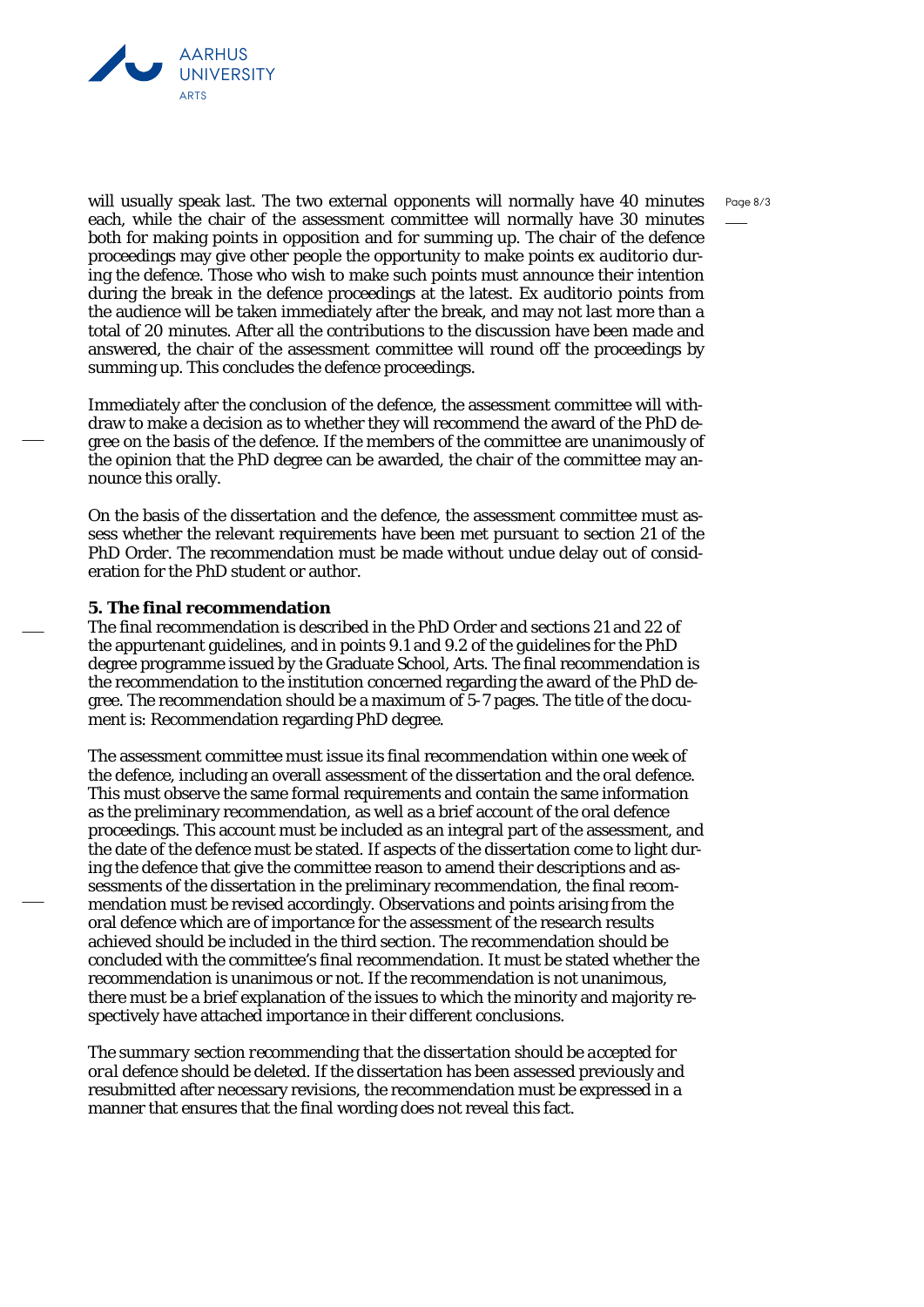will usually speak last. The two external opponents will normally have 40 minutes each, while the chair of the assessment committee will normally have 30 minutes both for making points in opposition and for summing up. The chair of the defence proceedings may give other people the opportunity to make points *ex auditorio* during the defence. Those who wish to make such points must announce their intention during the break in the defence proceedings at the latest. *Ex auditorio* points from the audience will be taken immediately after the break, and may not last more than a total of 20 minutes. After all the contributions to the discussion have been made and answered, the chair of the assessment committee will round off the proceedings by summing up. This concludes the defence proceedings.

Immediately after the conclusion of the defence, the assessment committee will withdraw to make a decision as to whether they will recommend the award of the PhD degree on the basis of the defence. If the members of the committee are unanimously of the opinion that the PhD degree can be awarded, the chair of the committee may announce this orally.

On the basis of the dissertation and the defence, the assessment committee must assess whether the relevant requirements have been met pursuant to section 21 of the PhD Order. The recommendation must be made without undue delay out of consideration for the PhD student or author.

## 5. The final recommendation

The final recommendation is described in the PhD Order and sections 21 and 22 of the appurtenant guidelines, and in points 9.1 and 9.2 of the guidelines for the PhD degree programme issued by the Graduate School, Arts. The final recommendation is the recommendation to the institution concerned regarding the award of the PhD degree. The recommendation should be a maximum of 5-7 pages. The title of the document is: Recommendation regarding PhD degree.

The assessment committee must issue its final recommendation within one week of the defence, including an overall assessment of the dissertation and the oral defence. This must observe the same formal requirements and contain the same information as the preliminary recommendation, as well as a brief account of the oral defence proceedings. This account must be included as an integral part of the assessment, and the date of the defence must be stated. If aspects of the dissertation come to light during the defence that give the committee reason to amend their descriptions and assessments of the dissertation in the preliminary recommendation, the final recommendation must be revised accordingly. Observations and points arising from the oral defence which are of importance for the assessment of the research results achieved should be included in the third section. The recommendation should be concluded with the committee's final recommendation. It must be stated whether the recommendation is unanimous or not. If the recommendation is not unanimous, there must be a brief explanation of the issues to which the minority and majority respectively have attached importance in their different conclusions.

*The summary section recommending that the dissertation should be accepted for oral* defence should be deleted. If the dissertation has been assessed previously and resubmitted after necessary revisions, the recommendation must be expressed in a manner that ensures that the final wording does not reveal this fact.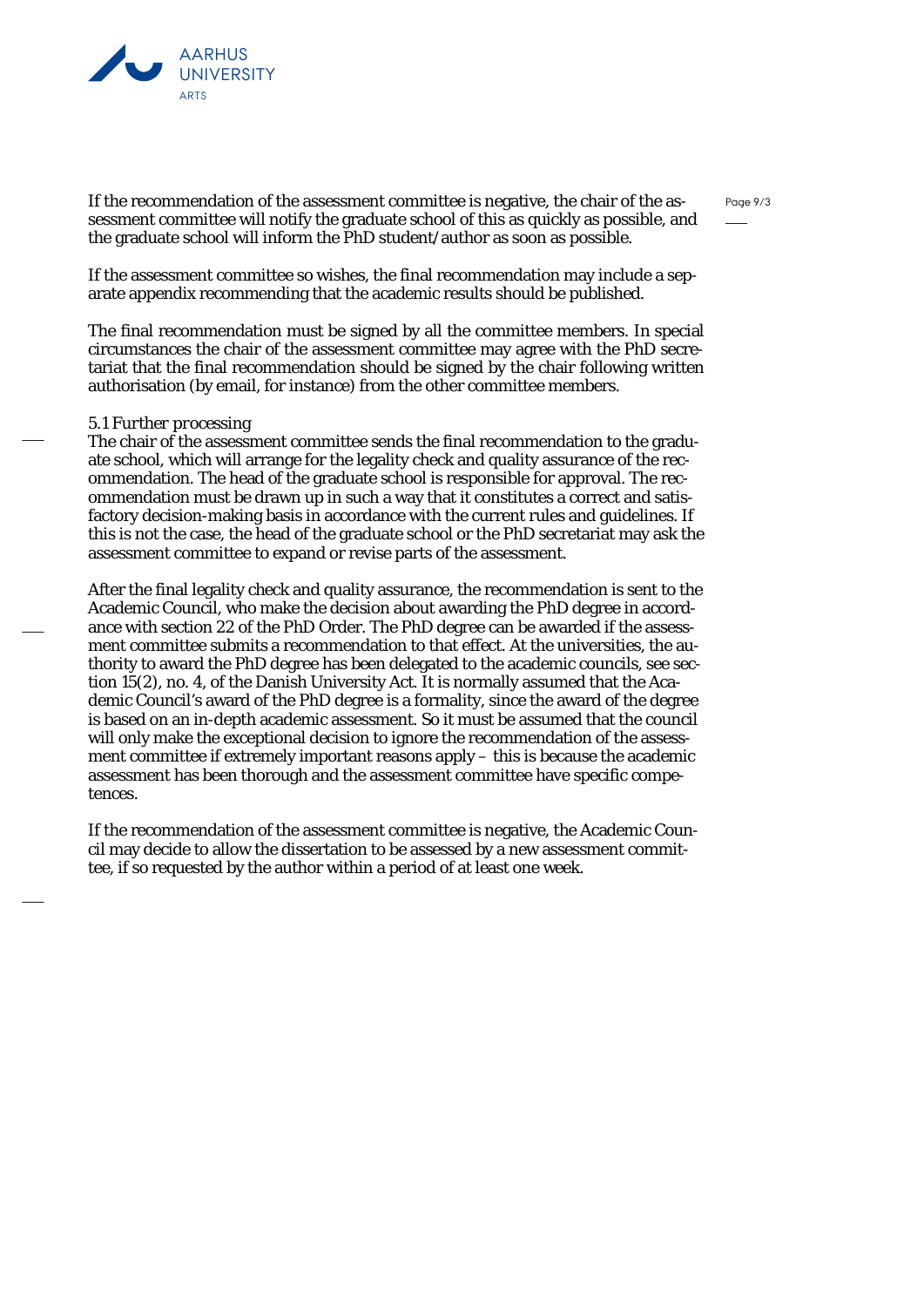If the recommendation of the assessment committee is negative, the chair of the assessment committee will notify the graduate school of this as quickly as possible, and the graduate school will inform the PhD student/author as soon as possible.

If the assessment committee so wishes, the final recommendation may include a separate appendix recommending that the academic results should be published.

The final recommendation must be signed by all the committee members. In special circumstances the chair of the assessment committee may agree with the PhD secretariat that the final recommendation should be signed by the chair following written authorisation (by email, for instance) from the other committee members.

*5.1 Further processing*

The chair of the assessment committee sends the final recommendation to the graduate school, which will arrange for the legality check and quality assurance of the recommendation. The head of the graduate school is responsible for approval. The recommendation must be drawn up in such a way that it constitutes a correct and satisfactory decision-making basis in accordance with the current rules and guidelines. If this is not the case, the head of the graduate school or the PhD secretariat may ask the assessment committee to expand or revise parts of the assessment.

After the final legality check and quality assurance, the recommendation is sent to the Academic Council, who make the decision about awarding the PhD degree in accordance with section 22 of the PhD Order. The PhD degree can be awarded if the assessment committee submits a recommendation to that effect. At the universities, the authority to award the PhD degree has been delegated to the academic councils, see section 15(2), no. 4, of the Danish University Act. It is normally assumed that the Academic Council's award of the PhD degree is a formality, since the award of the degree is based on an in-depth academic assessment. So it must be assumed that the council will only make the exceptional decision to ignore the recommendation of the assessment committee if extremely important reasons apply – this is because the academic assessment has been thorough and the assessment committee have specific competences.

If the recommendation of the assessment committee is negative, the Academic Council may decide to allow the dissertation to be assessed by a new assessment committee, if so requested by the author within a period of at least one week.